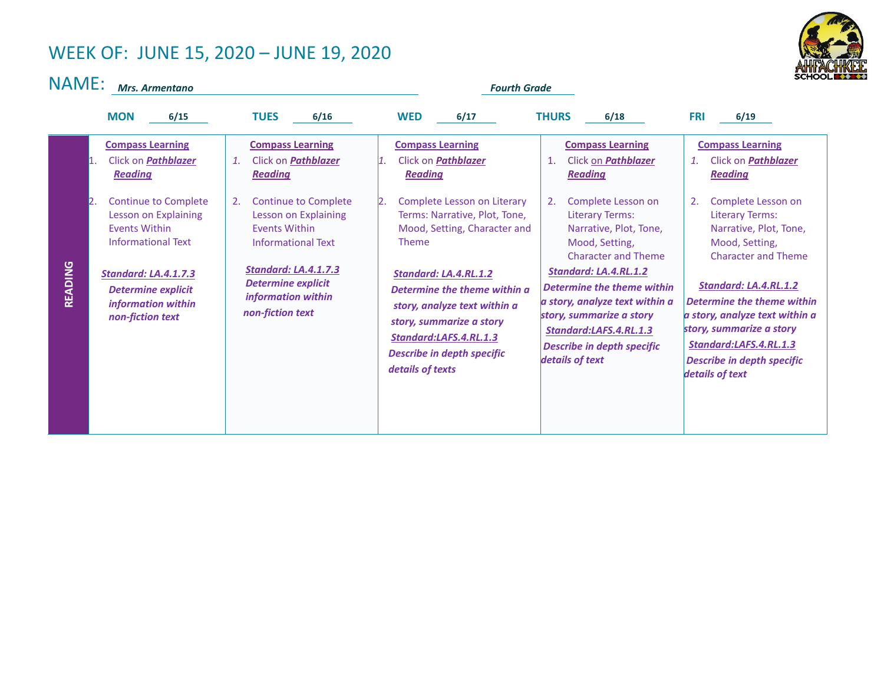# WEEK OF: JUNE 15, 2020 – JUNE 19, 2020

NAME: *Mrs. Armentano* &nbsp;&nbsp;&nbsp;&nbsp; *Fourth Grade*

| | MON 6/15 | TUES 6/16 | WED 6/17 | THURS 6/18 | FRI 6/19 |
|---|---|---|---|---|---|
| **READING** | **Compass Learning**<br>1. Click on ***Pathblazer Reading***<br>2. Continue to Complete Lesson on Explaining Events Within Informational Text<br>***Standard: LA.4.1.7.3***<br>***Determine explicit information within non-fiction text*** | **Compass Learning**<br>1. Click on ***Pathblazer Reading***<br>2. Continue to Complete Lesson on Explaining Events Within Informational Text<br>***Standard: LA.4.1.7.3***<br>***Determine explicit information within non-fiction text*** | **Compass Learning**<br>1. Click on ***Pathblazer Reading***<br>2. Complete Lesson on Literary Terms: Narrative, Plot, Tone, Mood, Setting, Character and Theme<br>***Standard: LA.4.RL.1.2***<br>***Determine the theme within a story, analyze text within a story, summarize a story***<br>***Standard:LAFS.4.RL.1.3***<br>***Describe in depth specific details of texts*** | **Compass Learning**<br>1. Click on ***Pathblazer Reading***<br>2. Complete Lesson on Literary Terms: Narrative, Plot, Tone, Mood, Setting, Character and Theme<br>***Standard: LA.4.RL.1.2***<br>***Determine the theme within a story, analyze text within a story, summarize a story***<br>***Standard:LAFS.4.RL.1.3***<br>***Describe in depth specific details of text*** | **Compass Learning**<br>1. Click on ***Pathblazer Reading***<br>2. Complete Lesson on Literary Terms: Narrative, Plot, Tone, Mood, Setting, Character and Theme<br>***Standard: LA.4.RL.1.2***<br>***Determine the theme within a story, analyze text within a story, summarize a story***<br>***Standard:LAFS.4.RL.1.3***<br>***Describe in depth specific details of text*** |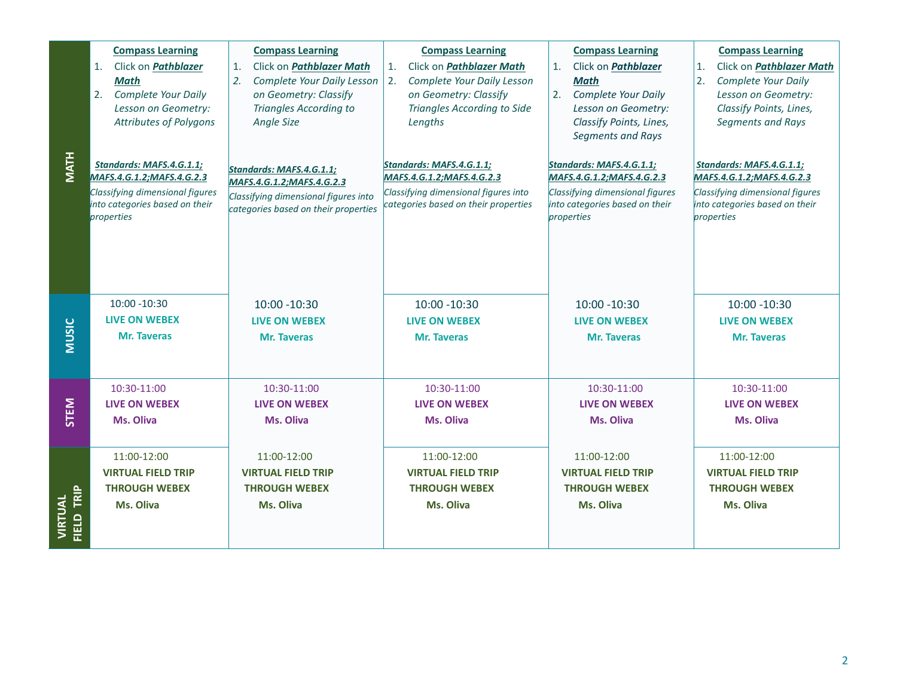| | | | | | |
|---|---|---|---|---|---|
| **MATH** | **Compass Learning**<br>1. Click on ***Pathblazer Math***<br>2. *Complete Your Daily Lesson on Geometry: Attributes of Polygons*<br><br>***Standards: MAFS.4.G.1.1; MAFS.4.G.1.2;MAFS.4.G.2.3***<br>*Classifying dimensional figures into categories based on their properties* | **Compass Learning**<br>1. Click on ***Pathblazer Math***<br>2. *Complete Your Daily Lesson on Geometry: Classify Triangles According to Angle Size*<br><br>***Standards: MAFS.4.G.1.1; MAFS.4.G.1.2;MAFS.4.G.2.3***<br>*Classifying dimensional figures into categories based on their properties* | **Compass Learning**<br>1. Click on ***Pathblazer Math***<br>2. *Complete Your Daily Lesson on Geometry: Classify Triangles According to Side Lengths*<br><br>***Standards: MAFS.4.G.1.1; MAFS.4.G.1.2;MAFS.4.G.2.3***<br>*Classifying dimensional figures into categories based on their properties* | **Compass Learning**<br>1. Click on ***Pathblazer Math***<br>2. *Complete Your Daily Lesson on Geometry: Classify Points, Lines, Segments and Rays*<br><br>***Standards: MAFS.4.G.1.1; MAFS.4.G.1.2;MAFS.4.G.2.3***<br>*Classifying dimensional figures into categories based on their properties* | **Compass Learning**<br>1. Click on ***Pathblazer Math***<br>2. *Complete Your Daily Lesson on Geometry: Classify Points, Lines, Segments and Rays*<br><br>***Standards: MAFS.4.G.1.1; MAFS.4.G.1.2;MAFS.4.G.2.3***<br>*Classifying dimensional figures into categories based on their properties* |
| **MUSIC** | 10:00 -10:30<br>**LIVE ON WEBEX**<br>**Mr. Taveras** | 10:00 -10:30<br>**LIVE ON WEBEX**<br>**Mr. Taveras** | 10:00 -10:30<br>**LIVE ON WEBEX**<br>**Mr. Taveras** | 10:00 -10:30<br>**LIVE ON WEBEX**<br>**Mr. Taveras** | 10:00 -10:30<br>**LIVE ON WEBEX**<br>**Mr. Taveras** |
| **STEM** | 10:30-11:00<br>**LIVE ON WEBEX**<br>**Ms. Oliva** | 10:30-11:00<br>**LIVE ON WEBEX**<br>**Ms. Oliva** | 10:30-11:00<br>**LIVE ON WEBEX**<br>**Ms. Oliva** | 10:30-11:00<br>**LIVE ON WEBEX**<br>**Ms. Oliva** | 10:30-11:00<br>**LIVE ON WEBEX**<br>**Ms. Oliva** |
| **VIRTUAL FIELD TRIP** | 11:00-12:00<br>**VIRTUAL FIELD TRIP THROUGH WEBEX**<br>**Ms. Oliva** | 11:00-12:00<br>**VIRTUAL FIELD TRIP THROUGH WEBEX**<br>**Ms. Oliva** | 11:00-12:00<br>**VIRTUAL FIELD TRIP THROUGH WEBEX**<br>**Ms. Oliva** | 11:00-12:00<br>**VIRTUAL FIELD TRIP THROUGH WEBEX**<br>**Ms. Oliva** | 11:00-12:00<br>**VIRTUAL FIELD TRIP THROUGH WEBEX**<br>**Ms. Oliva** |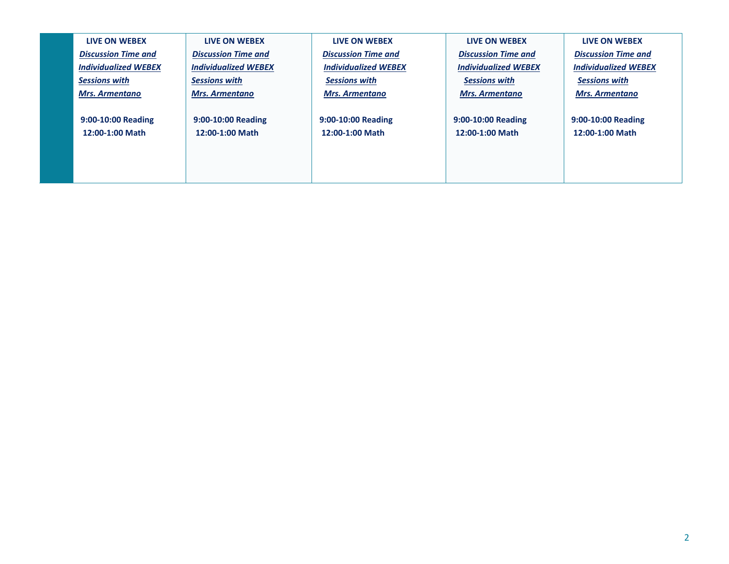| | | | | | |
|---|---|---|---|---|---|
| | **LIVE ON WEBEX**<br>***Discussion Time and Individualized WEBEX Sessions with Mrs. Armentano***<br><br>**9:00-10:00 Reading**<br>**12:00-1:00 Math** | **LIVE ON WEBEX**<br>***Discussion Time and Individualized WEBEX Sessions with Mrs. Armentano***<br><br>**9:00-10:00 Reading**<br>**12:00-1:00 Math** | **LIVE ON WEBEX**<br>***Discussion Time and Individualized WEBEX Sessions with Mrs. Armentano***<br><br>**9:00-10:00 Reading**<br>**12:00-1:00 Math** | **LIVE ON WEBEX**<br>***Discussion Time and Individualized WEBEX Sessions with Mrs. Armentano***<br><br>**9:00-10:00 Reading**<br>**12:00-1:00 Math** | **LIVE ON WEBEX**<br>***Discussion Time and Individualized WEBEX Sessions with Mrs. Armentano***<br><br>**9:00-10:00 Reading**<br>**12:00-1:00 Math** |